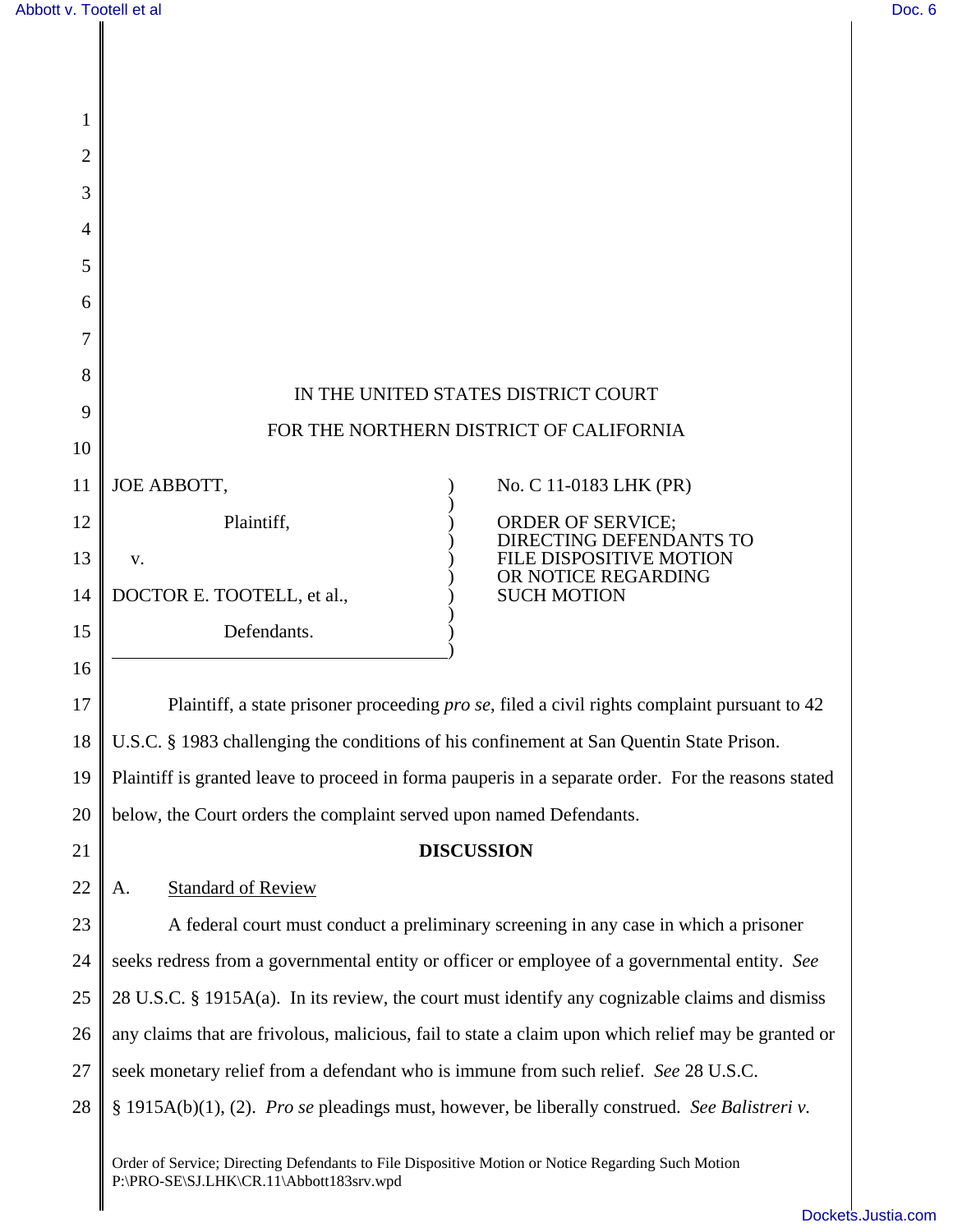IN THE UNITED STATES DISTRICT COURT

FOR THE NORTHERN DISTRICT OF CALIFORNIA

| | | |
|---|---|---|
| JOE ABBOTT, Plaintiff, v. DOCTOR E. TOOTELL, et al., Defendants. | ) | No. C 11-0183 LHK (PR) ORDER OF SERVICE; DIRECTING DEFENDANTS TO FILE DISPOSITIVE MOTION OR NOTICE REGARDING SUCH MOTION |

Plaintiff, a state prisoner proceeding *pro se*, filed a civil rights complaint pursuant to 42 U.S.C. § 1983 challenging the conditions of his confinement at San Quentin State Prison. Plaintiff is granted leave to proceed in forma pauperis in a separate order. For the reasons stated below, the Court orders the complaint served upon named Defendants.

## DISCUSSION

### A. Standard of Review

A federal court must conduct a preliminary screening in any case in which a prisoner seeks redress from a governmental entity or officer or employee of a governmental entity. *See* 28 U.S.C. § 1915A(a). In its review, the court must identify any cognizable claims and dismiss any claims that are frivolous, malicious, fail to state a claim upon which relief may be granted or seek monetary relief from a defendant who is immune from such relief. *See* 28 U.S.C. § 1915A(b)(1), (2). *Pro se* pleadings must, however, be liberally construed. *See Balistreri v.*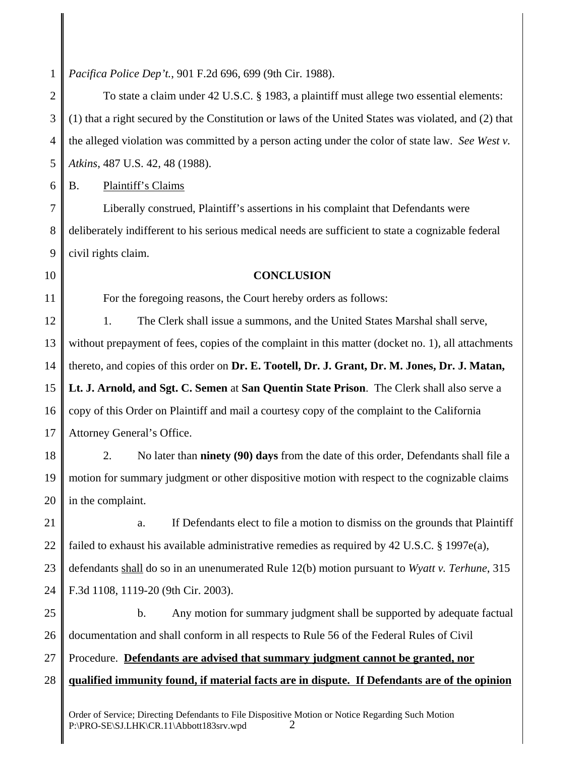*Pacifica Police Dep't.*, 901 F.2d 696, 699 (9th Cir. 1988).

To state a claim under 42 U.S.C. § 1983, a plaintiff must allege two essential elements: (1) that a right secured by the Constitution or laws of the United States was violated, and (2) that the alleged violation was committed by a person acting under the color of state law. *See West v. Atkins*, 487 U.S. 42, 48 (1988).

B. Plaintiff's Claims

Liberally construed, Plaintiff's assertions in his complaint that Defendants were deliberately indifferent to his serious medical needs are sufficient to state a cognizable federal civil rights claim.

**CONCLUSION**

For the foregoing reasons, the Court hereby orders as follows:

1. The Clerk shall issue a summons, and the United States Marshal shall serve, without prepayment of fees, copies of the complaint in this matter (docket no. 1), all attachments thereto, and copies of this order on **Dr. E. Tootell, Dr. J. Grant, Dr. M. Jones, Dr. J. Matan, Lt. J. Arnold, and Sgt. C. Semen** at **San Quentin State Prison**. The Clerk shall also serve a copy of this Order on Plaintiff and mail a courtesy copy of the complaint to the California Attorney General's Office.

2. No later than **ninety (90) days** from the date of this order, Defendants shall file a motion for summary judgment or other dispositive motion with respect to the cognizable claims in the complaint.

a. If Defendants elect to file a motion to dismiss on the grounds that Plaintiff failed to exhaust his available administrative remedies as required by 42 U.S.C. § 1997e(a), defendants shall do so in an unenumerated Rule 12(b) motion pursuant to *Wyatt v. Terhune*, 315 F.3d 1108, 1119-20 (9th Cir. 2003).

b. Any motion for summary judgment shall be supported by adequate factual documentation and shall conform in all respects to Rule 56 of the Federal Rules of Civil Procedure. **Defendants are advised that summary judgment cannot be granted, nor qualified immunity found, if material facts are in dispute. If Defendants are of the opinion**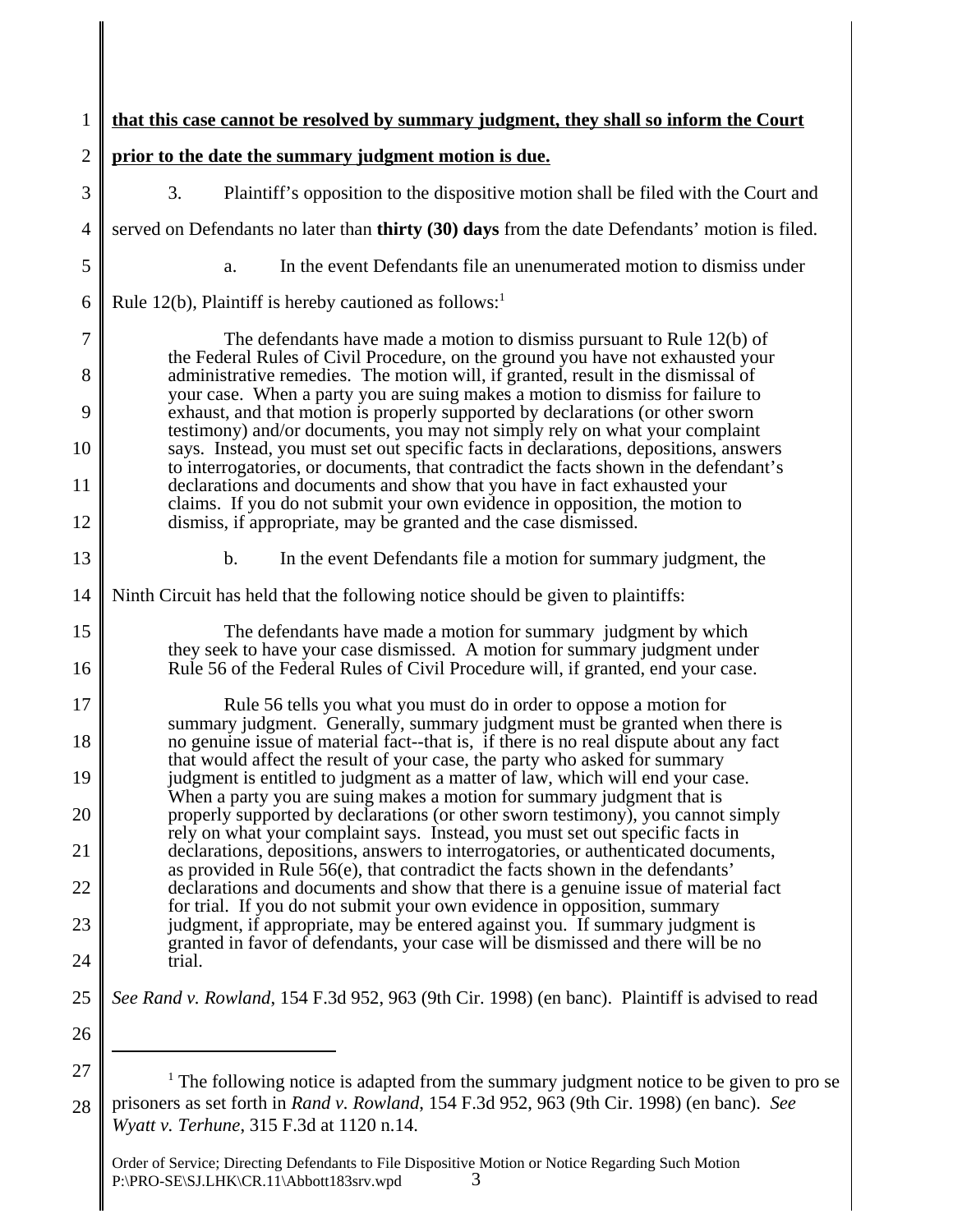**that this case cannot be resolved by summary judgment, they shall so inform the Court prior to the date the summary judgment motion is due.**

3. Plaintiff's opposition to the dispositive motion shall be filed with the Court and served on Defendants no later than **thirty (30) days** from the date Defendants' motion is filed.

a. In the event Defendants file an unenumerated motion to dismiss under Rule 12(b), Plaintiff is hereby cautioned as follows:[1]

> The defendants have made a motion to dismiss pursuant to Rule 12(b) of the Federal Rules of Civil Procedure, on the ground you have not exhausted your administrative remedies. The motion will, if granted, result in the dismissal of your case. When a party you are suing makes a motion to dismiss for failure to exhaust, and that motion is properly supported by declarations (or other sworn testimony) and/or documents, you may not simply rely on what your complaint says. Instead, you must set out specific facts in declarations, depositions, answers to interrogatories, or documents, that contradict the facts shown in the defendant's declarations and documents and show that you have in fact exhausted your claims. If you do not submit your own evidence in opposition, the motion to dismiss, if appropriate, may be granted and the case dismissed.

b. In the event Defendants file a motion for summary judgment, the Ninth Circuit has held that the following notice should be given to plaintiffs:

> The defendants have made a motion for summary judgment by which they seek to have your case dismissed. A motion for summary judgment under Rule 56 of the Federal Rules of Civil Procedure will, if granted, end your case.
>
> Rule 56 tells you what you must do in order to oppose a motion for summary judgment. Generally, summary judgment must be granted when there is no genuine issue of material fact--that is, if there is no real dispute about any fact that would affect the result of your case, the party who asked for summary judgment is entitled to judgment as a matter of law, which will end your case. When a party you are suing makes a motion for summary judgment that is properly supported by declarations (or other sworn testimony), you cannot simply rely on what your complaint says. Instead, you must set out specific facts in declarations, depositions, answers to interrogatories, or authenticated documents, as provided in Rule 56(e), that contradict the facts shown in the defendants' declarations and documents and show that there is a genuine issue of material fact for trial. If you do not submit your own evidence in opposition, summary judgment, if appropriate, may be entered against you. If summary judgment is granted in favor of defendants, your case will be dismissed and there will be no trial.

*See Rand v. Rowland*, 154 F.3d 952, 963 (9th Cir. 1998) (en banc). Plaintiff is advised to read

---

[1] The following notice is adapted from the summary judgment notice to be given to pro se prisoners as set forth in *Rand v. Rowland*, 154 F.3d 952, 963 (9th Cir. 1998) (en banc). *See Wyatt v. Terhune*, 315 F.3d at 1120 n.14.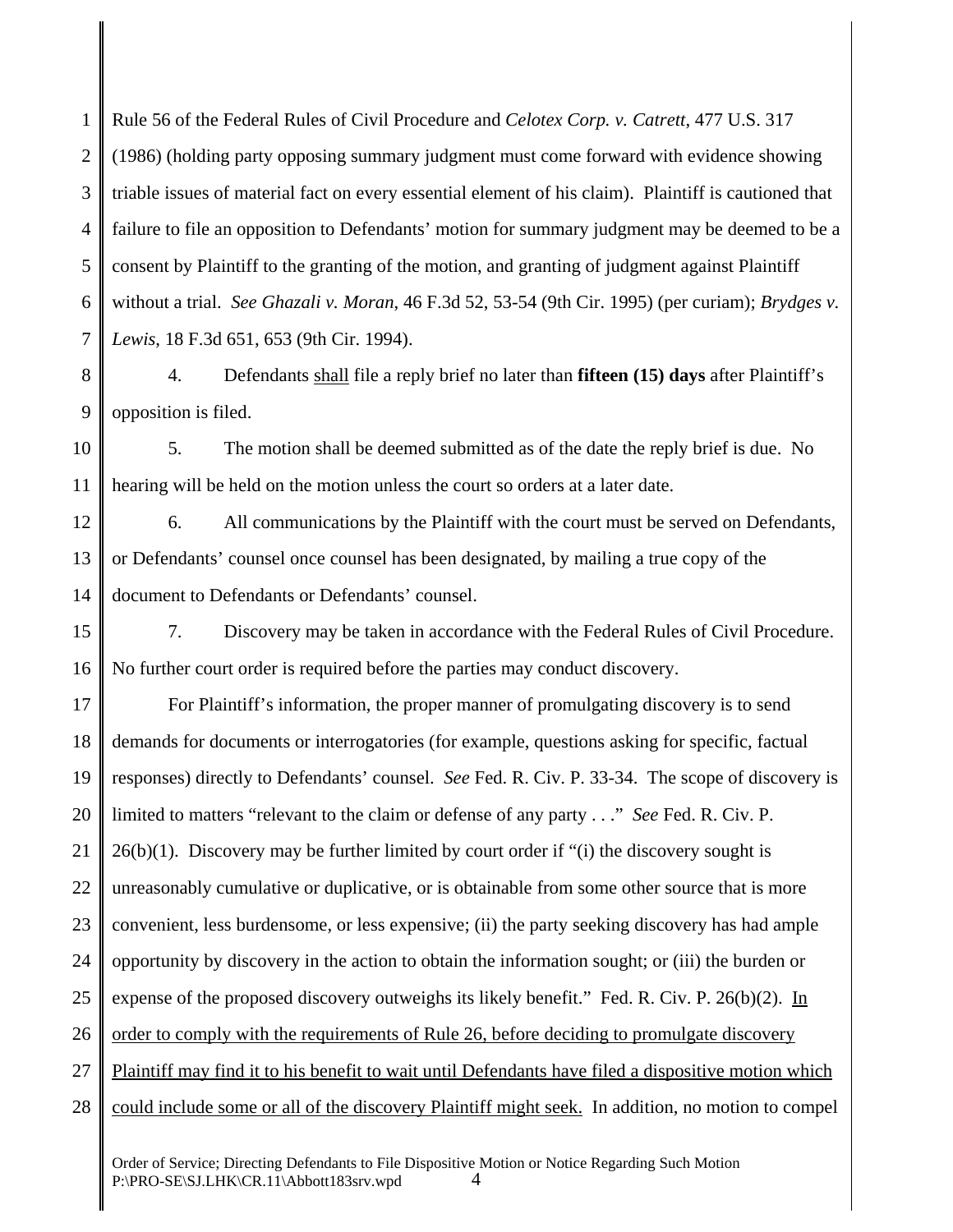Rule 56 of the Federal Rules of Civil Procedure and *Celotex Corp. v. Catrett*, 477 U.S. 317 (1986) (holding party opposing summary judgment must come forward with evidence showing triable issues of material fact on every essential element of his claim). Plaintiff is cautioned that failure to file an opposition to Defendants' motion for summary judgment may be deemed to be a consent by Plaintiff to the granting of the motion, and granting of judgment against Plaintiff without a trial. *See Ghazali v. Moran*, 46 F.3d 52, 53-54 (9th Cir. 1995) (per curiam); *Brydges v. Lewis*, 18 F.3d 651, 653 (9th Cir. 1994).

4. Defendants <u>shall</u> file a reply brief no later than **fifteen (15) days** after Plaintiff's opposition is filed.

5. The motion shall be deemed submitted as of the date the reply brief is due. No hearing will be held on the motion unless the court so orders at a later date.

6. All communications by the Plaintiff with the court must be served on Defendants, or Defendants' counsel once counsel has been designated, by mailing a true copy of the document to Defendants or Defendants' counsel.

7. Discovery may be taken in accordance with the Federal Rules of Civil Procedure. No further court order is required before the parties may conduct discovery.

For Plaintiff's information, the proper manner of promulgating discovery is to send demands for documents or interrogatories (for example, questions asking for specific, factual responses) directly to Defendants' counsel. *See* Fed. R. Civ. P. 33-34. The scope of discovery is limited to matters "relevant to the claim or defense of any party . . ." *See* Fed. R. Civ. P. 26(b)(1). Discovery may be further limited by court order if "(i) the discovery sought is unreasonably cumulative or duplicative, or is obtainable from some other source that is more convenient, less burdensome, or less expensive; (ii) the party seeking discovery has had ample opportunity by discovery in the action to obtain the information sought; or (iii) the burden or expense of the proposed discovery outweighs its likely benefit." Fed. R. Civ. P. 26(b)(2). <u>In order to comply with the requirements of Rule 26, before deciding to promulgate discovery Plaintiff may find it to his benefit to wait until Defendants have filed a dispositive motion which could include some or all of the discovery Plaintiff might seek.</u> In addition, no motion to compel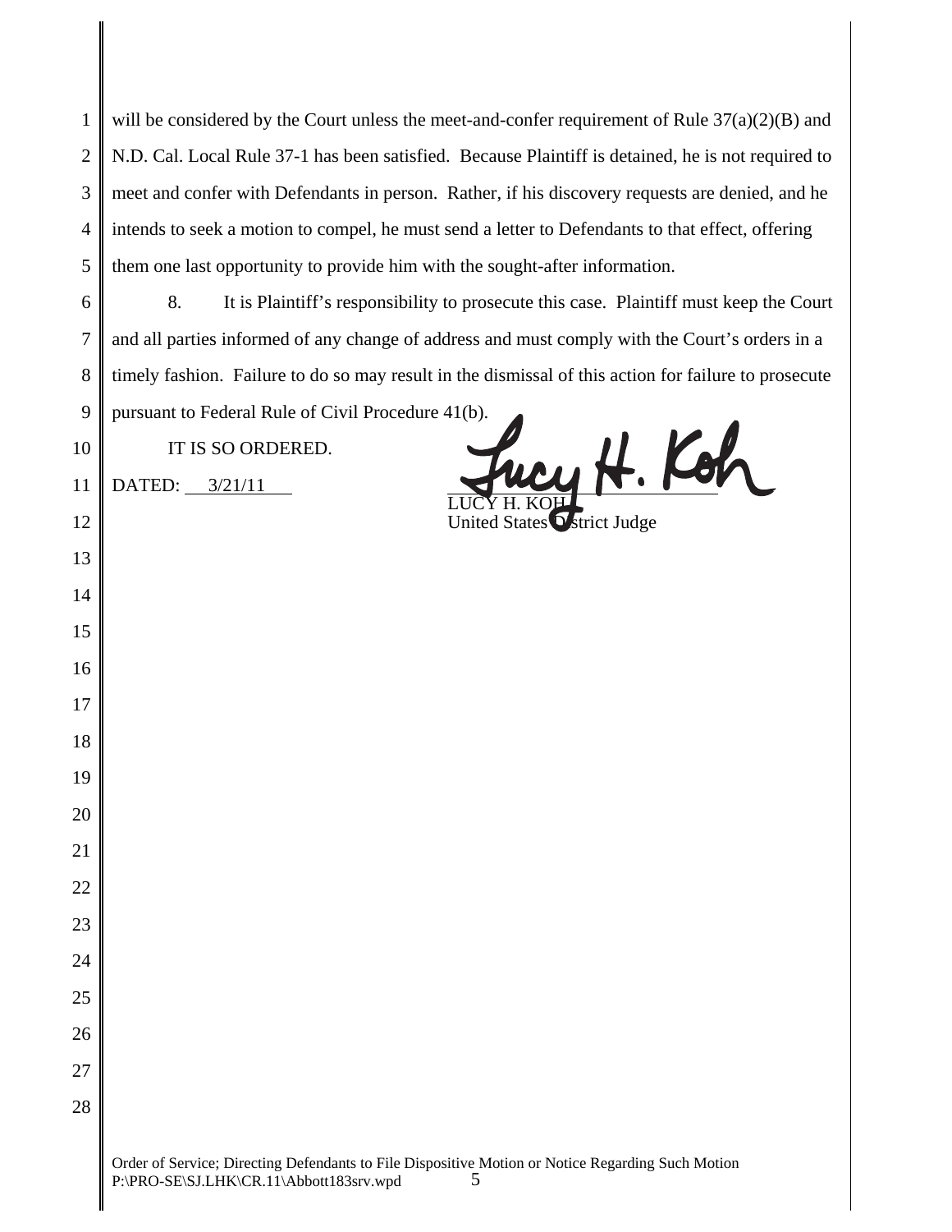will be considered by the Court unless the meet-and-confer requirement of Rule 37(a)(2)(B) and N.D. Cal. Local Rule 37-1 has been satisfied. Because Plaintiff is detained, he is not required to meet and confer with Defendants in person. Rather, if his discovery requests are denied, and he intends to seek a motion to compel, he must send a letter to Defendants to that effect, offering them one last opportunity to provide him with the sought-after information.

8. It is Plaintiff's responsibility to prosecute this case. Plaintiff must keep the Court and all parties informed of any change of address and must comply with the Court's orders in a timely fashion. Failure to do so may result in the dismissal of this action for failure to prosecute pursuant to Federal Rule of Civil Procedure 41(b).

IT IS SO ORDERED.

DATED: 3/21/11

Lucy H. Koh

LUCY H. KOH
United States District Judge

Order of Service; Directing Defendants to File Dispositive Motion or Notice Regarding Such Motion
P:\PRO-SE\SJ.LHK\CR.11\Abbott183srv.wpd